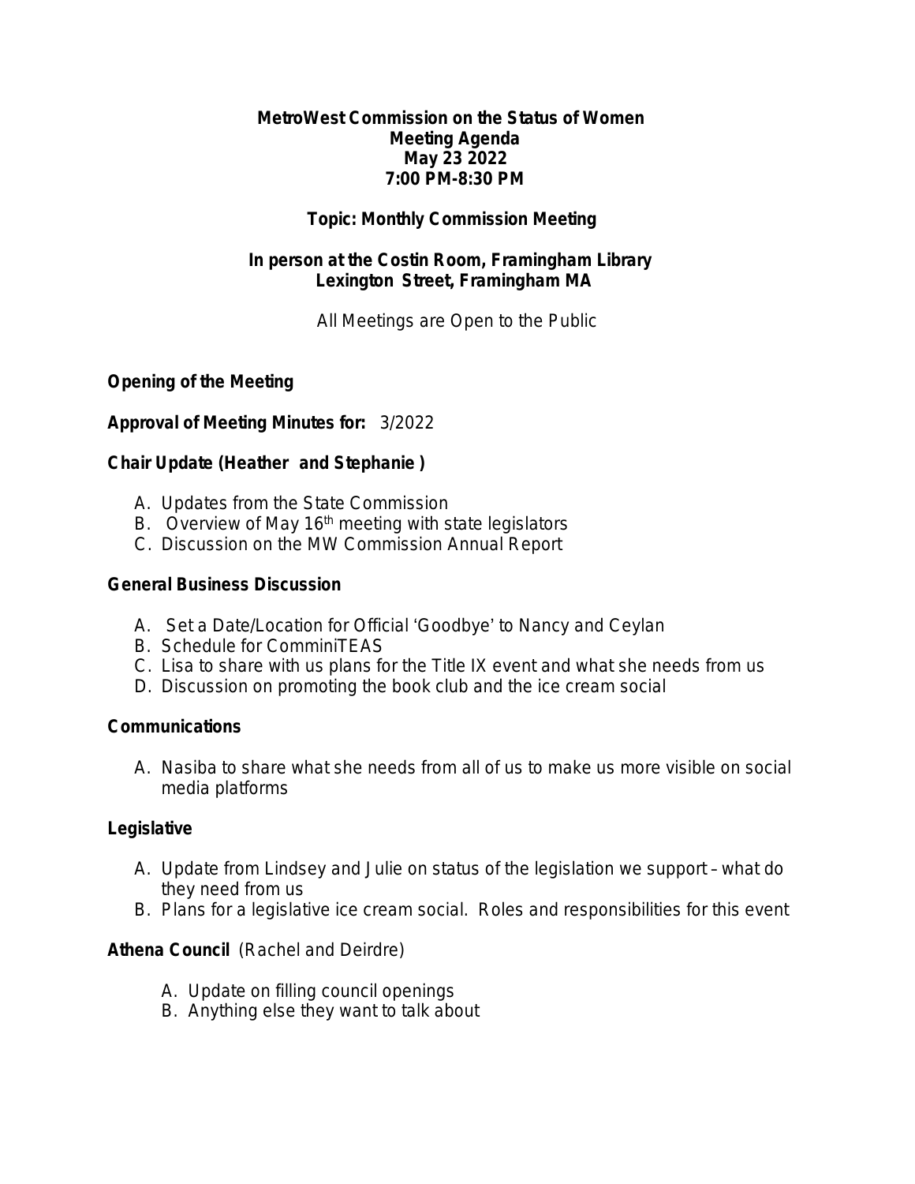**MetroWest Commission on the Status of Women**
**Meeting Agenda**
**May 23 2022**
**7:00 PM-8:30 PM**

**Topic: Monthly Commission Meeting**

**In person at the Costin Room, Framingham Library**
**Lexington Street, Framingham MA**

All Meetings are Open to the Public

**Opening of the Meeting**

**Approval of Meeting Minutes for:** 3/2022

**Chair Update (Heather and Stephanie )**

A. Updates from the State Commission
B. Overview of May 16th meeting with state legislators
C. Discussion on the MW Commission Annual Report

**General Business Discussion**

A. Set a Date/Location for Official 'Goodbye' to Nancy and Ceylan
B. Schedule for ComminiTEAS
C. Lisa to share with us plans for the Title IX event and what she needs from us
D. Discussion on promoting the book club and the ice cream social

**Communications**

A. Nasiba to share what she needs from all of us to make us more visible on social media platforms

**Legislative**

A. Update from Lindsey and Julie on status of the legislation we support – what do they need from us
B. Plans for a legislative ice cream social. Roles and responsibilities for this event

**Athena Council** (Rachel and Deirdre)

A. Update on filling council openings
B. Anything else they want to talk about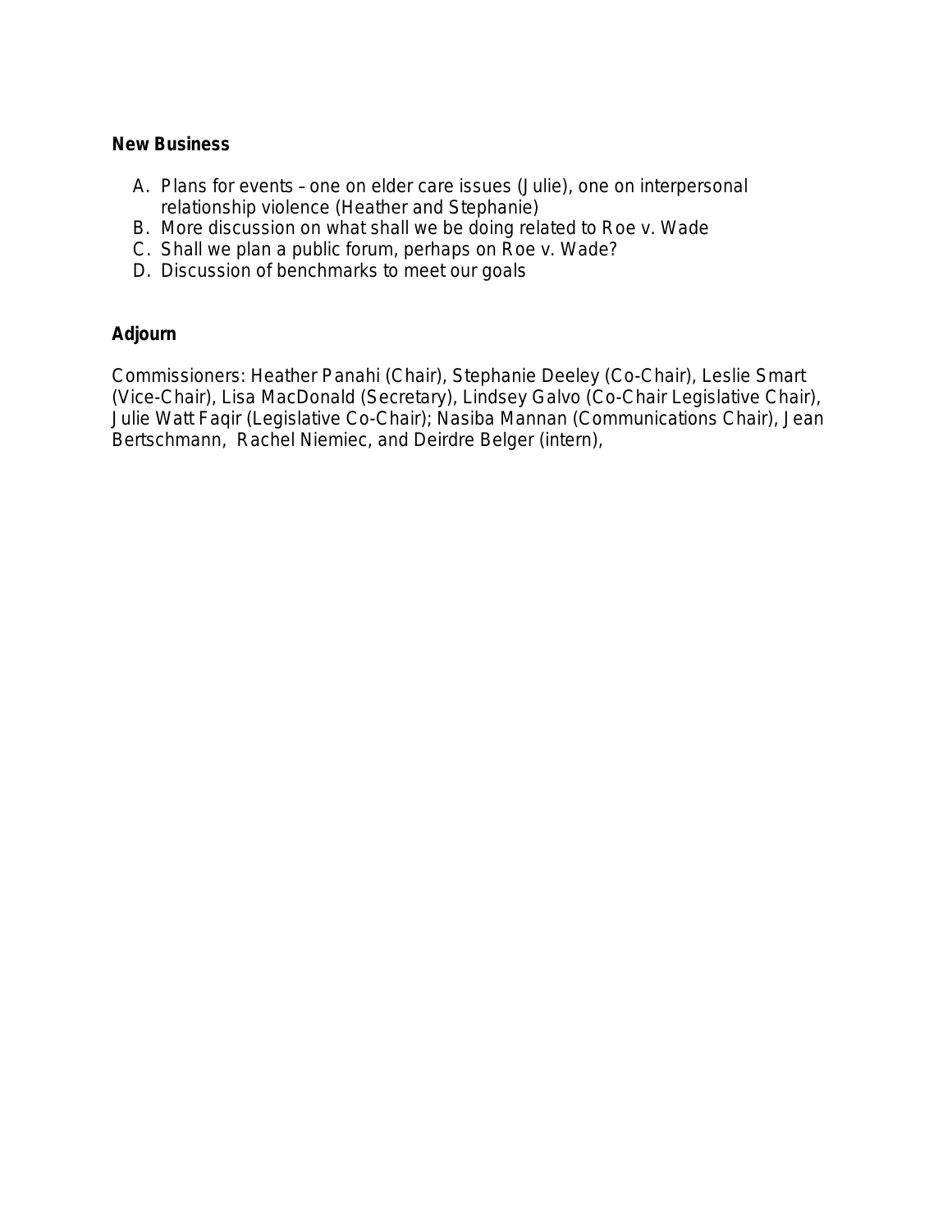**New Business**

A. Plans for events – one on elder care issues (Julie), one on interpersonal relationship violence (Heather and Stephanie)
B. More discussion on what shall we be doing related to Roe v. Wade
C. Shall we plan a public forum, perhaps on Roe v. Wade?
D. Discussion of benchmarks to meet our goals

**Adjourn**

Commissioners: Heather Panahi (Chair), Stephanie Deeley (Co-Chair), Leslie Smart (Vice-Chair), Lisa MacDonald (Secretary), Lindsey Galvo (Co-Chair Legislative Chair), Julie Watt Faqir (Legislative Co-Chair); Nasiba Mannan (Communications Chair), Jean Bertschmann, Rachel Niemiec, and Deirdre Belger (intern),